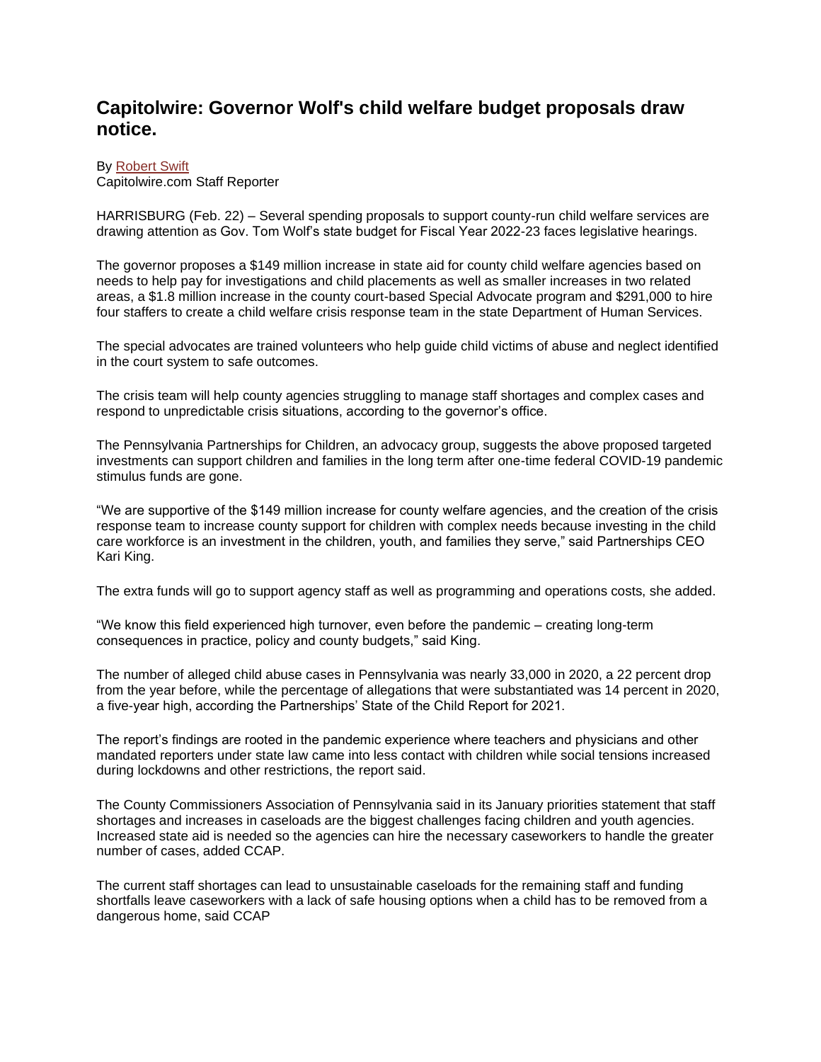# Capitolwire: Governor Wolf's child welfare budget proposals draw notice.

By [Robert Swift]
Capitolwire.com Staff Reporter

HARRISBURG (Feb. 22) – Several spending proposals to support county-run child welfare services are drawing attention as Gov. Tom Wolf's state budget for Fiscal Year 2022-23 faces legislative hearings.

The governor proposes a $149 million increase in state aid for county child welfare agencies based on needs to help pay for investigations and child placements as well as smaller increases in two related areas, a $1.8 million increase in the county court-based Special Advocate program and $291,000 to hire four staffers to create a child welfare crisis response team in the state Department of Human Services.

The special advocates are trained volunteers who help guide child victims of abuse and neglect identified in the court system to safe outcomes.

The crisis team will help county agencies struggling to manage staff shortages and complex cases and respond to unpredictable crisis situations, according to the governor's office.

The Pennsylvania Partnerships for Children, an advocacy group, suggests the above proposed targeted investments can support children and families in the long term after one-time federal COVID-19 pandemic stimulus funds are gone.

"We are supportive of the $149 million increase for county welfare agencies, and the creation of the crisis response team to increase county support for children with complex needs because investing in the child care workforce is an investment in the children, youth, and families they serve," said Partnerships CEO Kari King.

The extra funds will go to support agency staff as well as programming and operations costs, she added.

"We know this field experienced high turnover, even before the pandemic – creating long-term consequences in practice, policy and county budgets," said King.

The number of alleged child abuse cases in Pennsylvania was nearly 33,000 in 2020, a 22 percent drop from the year before, while the percentage of allegations that were substantiated was 14 percent in 2020, a five-year high, according the Partnerships' State of the Child Report for 2021.

The report's findings are rooted in the pandemic experience where teachers and physicians and other mandated reporters under state law came into less contact with children while social tensions increased during lockdowns and other restrictions, the report said.

The County Commissioners Association of Pennsylvania said in its January priorities statement that staff shortages and increases in caseloads are the biggest challenges facing children and youth agencies. Increased state aid is needed so the agencies can hire the necessary caseworkers to handle the greater number of cases, added CCAP.

The current staff shortages can lead to unsustainable caseloads for the remaining staff and funding shortfalls leave caseworkers with a lack of safe housing options when a child has to be removed from a dangerous home, said CCAP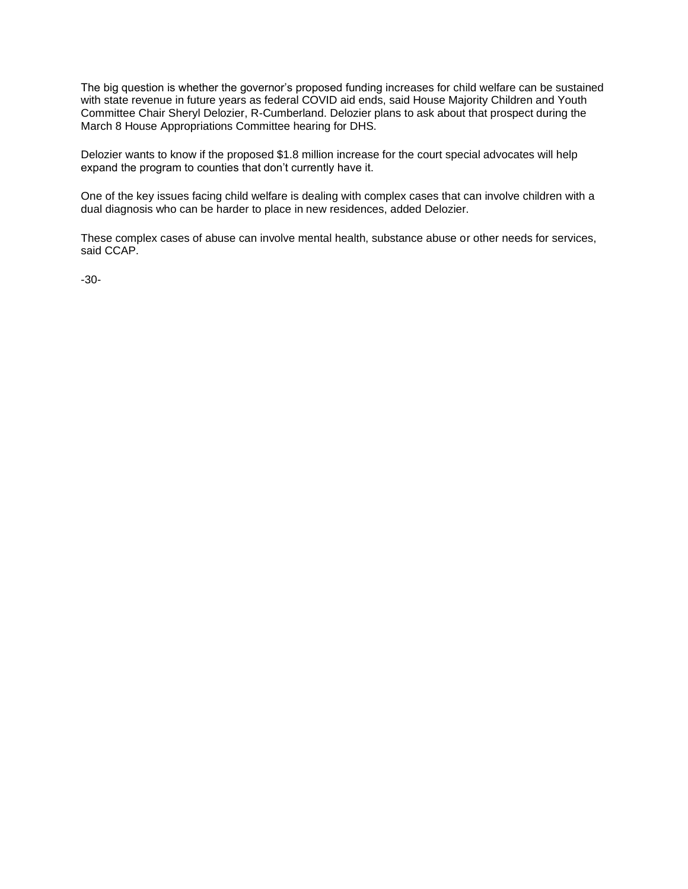The big question is whether the governor's proposed funding increases for child welfare can be sustained with state revenue in future years as federal COVID aid ends, said House Majority Children and Youth Committee Chair Sheryl Delozier, R-Cumberland. Delozier plans to ask about that prospect during the March 8 House Appropriations Committee hearing for DHS.

Delozier wants to know if the proposed $1.8 million increase for the court special advocates will help expand the program to counties that don't currently have it.

One of the key issues facing child welfare is dealing with complex cases that can involve children with a dual diagnosis who can be harder to place in new residences, added Delozier.

These complex cases of abuse can involve mental health, substance abuse or other needs for services, said CCAP.

-30-